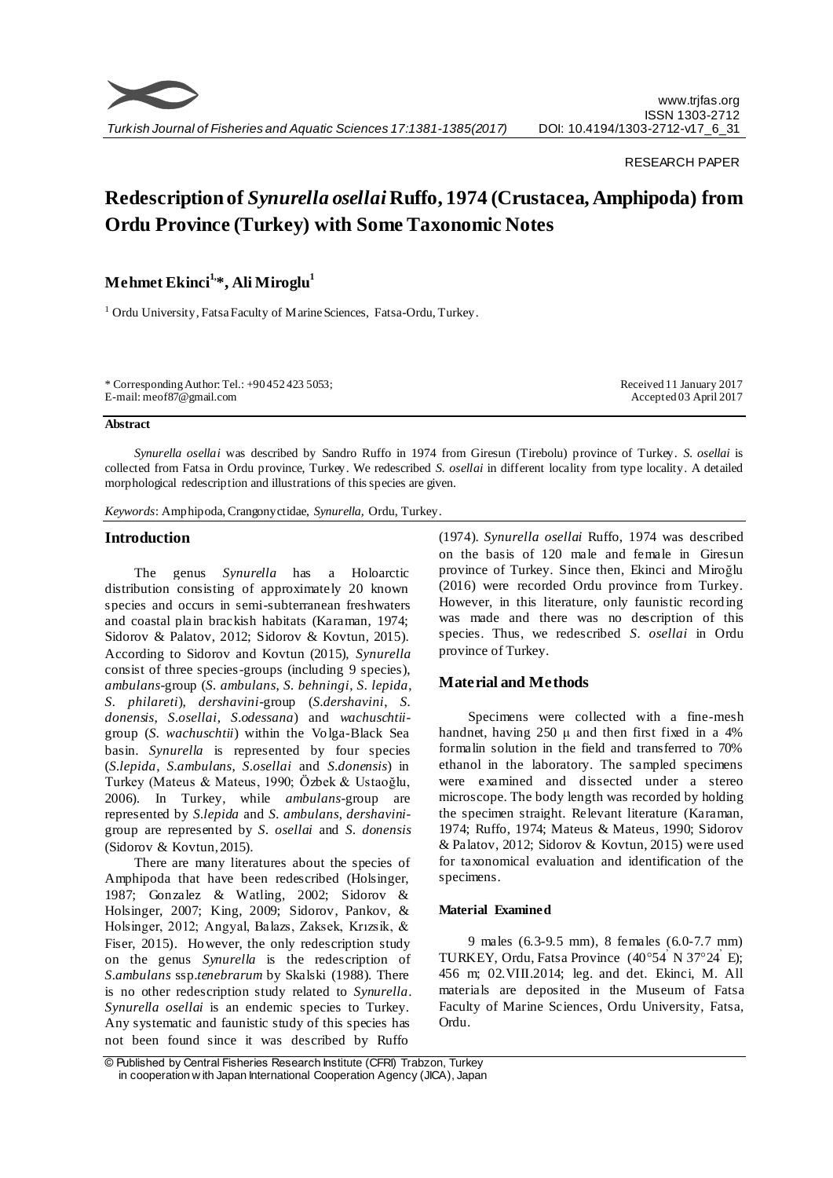RESEARCH PAPER

# Redescription of *Synurella osellai* Ruffo, 1974 (Crustacea, Amphipoda) from Ordu Province (Turkey) with Some Taxonomic Notes

**Mehmet Ekinci[1,]*, Ali Miroglu[1]**

[1] Ordu University, Fatsa Faculty of Marine Sciences, Fatsa-Ordu, Turkey.

\* Corresponding Author: Tel.: +90 452 423 5053;
E-mail: meof87@gmail.com

Received 11 January 2017
Accepted 03 April 2017

**Abstract**

*Synurella osellai* was described by Sandro Ruffo in 1974 from Giresun (Tirebolu) province of Turkey. *S. osellai* is collected from Fatsa in Ordu province, Turkey. We redescribed *S. osellai* in different locality from type locality. A detailed morphological redescription and illustrations of this species are given.

*Keywords*: Amphipoda, Crangonyctidae, *Synurella,* Ordu, Turkey.

## Introduction

The genus *Synurella* has a Holoarctic distribution consisting of approximately 20 known species and occurs in semi-subterranean freshwaters and coastal plain brackish habitats (Karaman, 1974; Sidorov & Palatov, 2012; Sidorov & Kovtun, 2015). According to Sidorov and Kovtun (2015), *Synurella* consist of three species-groups (including 9 species), *ambulans*-group (*S. ambulans*, *S. behningi*, *S. lepida*, *S. philareti*), *dershavini*-group (*S.dershavini*, *S. donensis*, *S.osellai*, *S.odessana*) and *wachuschtii*-group (*S. wachuschtii*) within the Volga-Black Sea basin. *Synurella* is represented by four species (*S.lepida*, *S.ambulans*, *S.osellai* and *S.donensis*) in Turkey (Mateus & Mateus, 1990; Özbek & Ustaoğlu, 2006). In Turkey, while *ambulans*-group are represented by *S.lepida* and *S. ambulans*, *dershavini*-group are represented by *S. osellai* and *S. donensis* (Sidorov & Kovtun, 2015).

There are many literatures about the species of Amphipoda that have been redescribed (Holsinger, 1987; Gonzalez & Watling, 2002; Sidorov & Holsinger, 2007; King, 2009; Sidorov, Pankov, & Holsinger, 2012; Angyal, Balazs, Zaksek, Krızsik, & Fiser, 2015). However, the only redescription study on the genus *Synurella* is the redescription of *S.ambulans* ssp.*tenebrarum* by Skalski (1988). There is no other redescription study related to *Synurella*. *Synurella osellai* is an endemic species to Turkey. Any systematic and faunistic study of this species has not been found since it was described by Ruffo (1974). *Synurella osellai* Ruffo, 1974 was described on the basis of 120 male and female in Giresun province of Turkey. Since then, Ekinci and Miroğlu (2016) were recorded Ordu province from Turkey. However, in this literature, only faunistic recording was made and there was no description of this species. Thus, we redescribed *S. osellai* in Ordu province of Turkey.

## Material and Methods

Specimens were collected with a fine-mesh handnet, having 250 μ and then first fixed in a 4% formalin solution in the field and transferred to 70% ethanol in the laboratory. The sampled specimens were examined and dissected under a stereo microscope. The body length was recorded by holding the specimen straight. Relevant literature (Karaman, 1974; Ruffo, 1974; Mateus & Mateus, 1990; Sidorov & Palatov, 2012; Sidorov & Kovtun, 2015) were used for taxonomical evaluation and identification of the specimens.

### Material Examined

9 males (6.3-9.5 mm), 8 females (6.0-7.7 mm) TURKEY, Ordu, Fatsa Province (40°54' N 37°24' E); 456 m; 02.VIII.2014; leg. and det. Ekinci, M. All materials are deposited in the Museum of Fatsa Faculty of Marine Sciences, Ordu University, Fatsa, Ordu.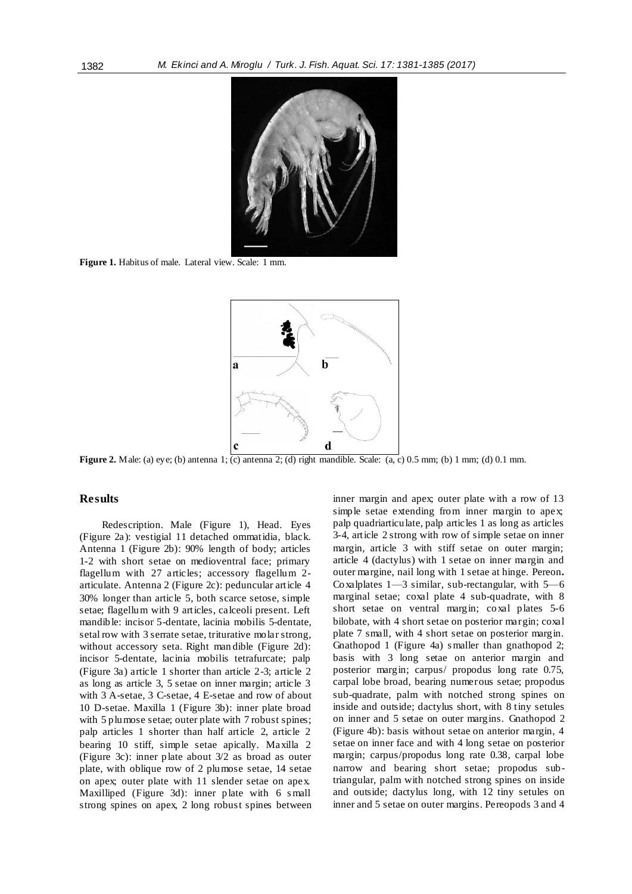**Figure 1.** Habitus of male. Lateral view. Scale: 1 mm.

**Figure 2.** Male: (a) eye; (b) antenna 1; (c) antenna 2; (d) right mandible. Scale: (a, c) 0.5 mm; (b) 1 mm; (d) 0.1 mm.

## Results

Redescription. Male (Figure 1), Head. Eyes (Figure 2a): vestigial 11 detached ommatidia, black. Antenna 1 (Figure 2b): 90% length of body; articles 1-2 with short setae on medioventral face; primary flagellum with 27 articles; accessory flagellum 2-articulate. Antenna 2 (Figure 2c): peduncular article 4 30% longer than article 5, both scarce setose, simple setae; flagellum with 9 articles, calceoli present. Left mandible: incisor 5-dentate, lacinia mobilis 5-dentate, setal row with 3 serrate setae, triturative molar strong, without accessory seta. Right mandible (Figure 2d): incisor 5-dentate, lacinia mobilis tetrafurcate; palp (Figure 3a) article 1 shorter than article 2-3; article 2 as long as article 3, 5 setae on inner margin; article 3 with 3 A-setae, 3 C-setae, 4 E-setae and row of about 10 D-setae. Maxilla 1 (Figure 3b): inner plate broad with 5 plumose setae; outer plate with 7 robust spines; palp articles 1 shorter than half article 2, article 2 bearing 10 stiff, simple setae apically. Maxilla 2 (Figure 3c): inner plate about 3/2 as broad as outer plate, with oblique row of 2 plumose setae, 14 setae on apex; outer plate with 11 slender setae on apex. Maxilliped (Figure 3d): inner plate with 6 small strong spines on apex, 2 long robust spines between inner margin and apex; outer plate with a row of 13 simple setae extending from inner margin to apex; palp quadriarticulate, palp articles 1 as long as articles 3-4, article 2 strong with row of simple setae on inner margin, article 3 with stiff setae on outer margin; article 4 (dactylus) with 1 setae on inner margin and outer margine, nail long with 1 setae at hinge. Pereon**.** Coxalplates 1—3 similar, sub-rectangular, with 5—6 marginal setae; coxal plate 4 sub-quadrate, with 8 short setae on ventral margin; coxal plates 5-6 bilobate, with 4 short setae on posterior margin; coxal plate 7 small, with 4 short setae on posterior margin. Gnathopod 1 (Figure 4a) smaller than gnathopod 2; basis with 3 long setae on anterior margin and posterior margin; carpus/ propodus long rate 0.75, carpal lobe broad, bearing numerous setae; propodus sub-quadrate, palm with notched strong spines on inside and outside; dactylus short, with 8 tiny setules on inner and 5 setae on outer margins. Gnathopod 2 (Figure 4b): basis without setae on anterior margin, 4 setae on inner face and with 4 long setae on posterior margin; carpus/propodus long rate 0.38, carpal lobe narrow and bearing short setae; propodus sub-triangular, palm with notched strong spines on inside and outside; dactylus long, with 12 tiny setules on inner and 5 setae on outer margins. Pereopods 3 and 4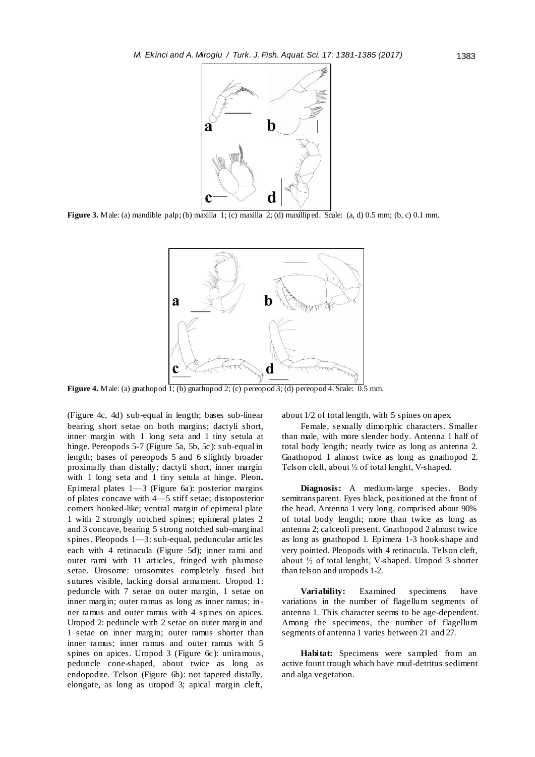**Figure 3.** Male: (a) mandible palp; (b) maxilla 1; (c) maxilla 2; (d) maxilliped. Scale: (a, d) 0.5 mm; (b, c) 0.1 mm.

**Figure 4.** Male: (a) gnathopod 1; (b) gnathopod 2; (c) pereopod 3; (d) pereopod 4. Scale: 0.5 mm.

(Figure 4c, 4d) sub-equal in length; bases sub-linear bearing short setae on both margins; dactyli short, inner margin with 1 long seta and 1 tiny setula at hinge. Pereopods 5-7 (Figure 5a, 5b, 5c): sub-equal in length; bases of pereopods 5 and 6 slightly broader proximally than distally; dactyli short, inner margin with 1 long seta and 1 tiny setula at hinge. Pleon**.** Epimeral plates 1—3 (Figure 6a): posterior margins of plates concave with 4—5 stiff setae; distoposterior corners hooked-like; ventral margin of epimeral plate 1 with 2 strongly notched spines; epimeral plates 2 and 3 concave, bearing 5 strong notched sub-marginal spines. Pleopods 1—3: sub-equal, peduncular articles each with 4 retinacula (Figure 5d); inner rami and outer rami with 11 articles, fringed with plumose setae. Urosome: urosomites completely fused but sutures visible, lacking dorsal armament. Uropod 1: peduncle with 7 setae on outer margin, 1 setae on inner margin; outer ramus as long as inner ramus; inner ramus and outer ramus with 4 spines on apices. Uropod 2: peduncle with 2 setae on outer margin and 1 setae on inner margin; outer ramus shorter than inner ramus; inner ramus and outer ramus with 5 spines on apices. Uropod 3 (Figure 6c): uniramous, peduncle cone-shaped, about twice as long as endopodite. Telson (Figure 6b): not tapered distally, elongate, as long as uropod 3; apical margin cleft, about 1/2 of total length, with 5 spines on apex.

Female, sexually dimorphic characters. Smaller than male, with more slender body. Antenna 1 half of total body length; nearly twice as long as antenna 2. Gnathopod 1 almost twice as long as gnathopod 2. Telson cleft, about ½ of total lenght, V-shaped.

**Diagnosis:** A medium-large species. Body semitransparent. Eyes black, positioned at the front of the head. Antenna 1 very long, comprised about 90% of total body length; more than twice as long as antenna 2; calceoli present. Gnathopod 2 almost twice as long as gnathopod 1. Epimera 1-3 hook-shape and very pointed. Pleopods with 4 retinacula. Telson cleft, about ½ of total lenght, V-shaped. Uropod 3 shorter than telson and uropods 1-2.

**Variability:** Examined specimens have variations in the number of flagellum segments of antenna 1. This character seems to be age-dependent. Among the specimens, the number of flagellum segments of antenna 1 varies between 21 and 27.

**Habitat:** Specimens were sampled from an active fount trough which have mud-detritus sediment and alga vegetation.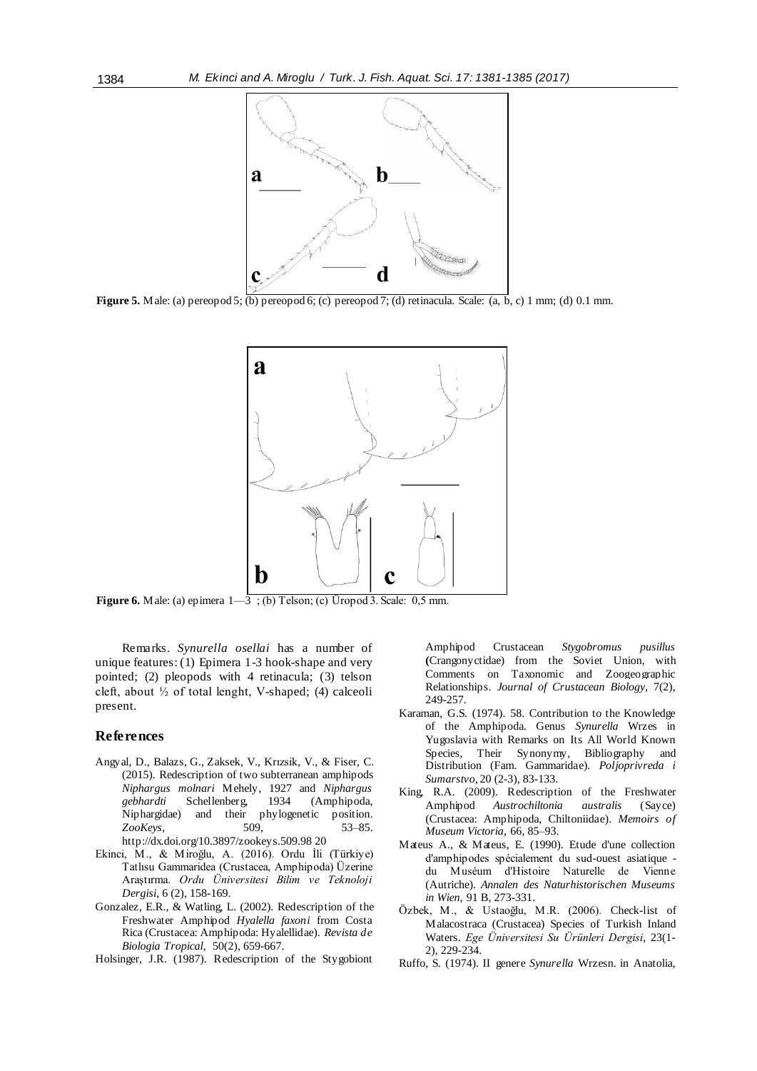**Figure 5.** Male: (a) pereopod 5; (b) pereopod 6; (c) pereopod 7; (d) retinacula. Scale: (a, b, c) 1 mm; (d) 0.1 mm.

**Figure 6.** Male: (a) epimera 1—3 ; (b) Telson; (c) Üropod 3. Scale: 0,5 mm.

Remarks. *Synurella osellai* has a number of unique features: (1) Epimera 1-3 hook-shape and very pointed; (2) pleopods with 4 retinacula; (3) telson cleft, about ½ of total lenght, V-shaped; (4) calceoli present.

## References

Angyal, D., Balazs, G., Zaksek, V., Krızsik, V., & Fiser, C. (2015). Redescription of two subterranean amphipods *Niphargus molnari* Mehely, 1927 and *Niphargus gebhardti* Schellenberg, 1934 (Amphipoda, Niphargidae) and their phylogenetic position. *ZooKeys*, 509, 53–85. http://dx.doi.org/10.3897/zookeys.509.98 20

Ekinci, M., & Miroğlu, A. (2016). Ordu İli (Türkiye) Tatlısu Gammaridea (Crustacea, Amphipoda) Üzerine Araştırma. *Ordu Üniversitesi Bilim ve Teknoloji Dergisi*, 6 (2), 158-169.

Gonzalez, E.R., & Watling, L. (2002). Redescription of the Freshwater Amphipod *Hyalella faxoni* from Costa Rica (Crustacea: Amphipoda: Hyalellidae). *Revista de Biologia Tropical*, 50(2), 659-667.

Holsinger, J.R. (1987). Redescription of the Stygobiont Amphipod Crustacean *Stygobromus pusillus* (Crangonyctidae) from the Soviet Union, with Comments on Taxonomic and Zoogeographic Relationships. *Journal of Crustacean Biology*, 7(2), 249-257.

Karaman, G.S. (1974). 58. Contribution to the Knowledge of the Amphipoda. Genus *Synurella* Wrzes in Yugoslavia with Remarks on Its All World Known Species, Their Synonymy, Bibliography and Distribution (Fam. Gammaridae). *Poljoprivreda i Sumarstvo*, 20 (2-3), 83-133.

King, R.A. (2009). Redescription of the Freshwater Amphipod *Austrochiltonia australis* (Sayce) (Crustacea: Amphipoda, Chiltoniidae). *Memoirs of Museum Victoria*, 66, 85–93.

Mateus A., & Mateus, E. (1990). Etude d'une collection d'amphipodes spécialement du sud-ouest asiatique - du Muséum d'Histoire Naturelle de Vienne (Autriche). *Annalen des Naturhistorischen Museums in Wien*, 91 B, 273-331.

Özbek, M., & Ustaoğlu, M.R. (2006). Check-list of Malacostraca (Crustacea) Species of Turkish Inland Waters. *Ege Üniversitesi Su Ürünleri Dergisi*, 23(1-2), 229-234.

Ruffo, S. (1974). Il genere *Synurella* Wrzesn. in Anatolia,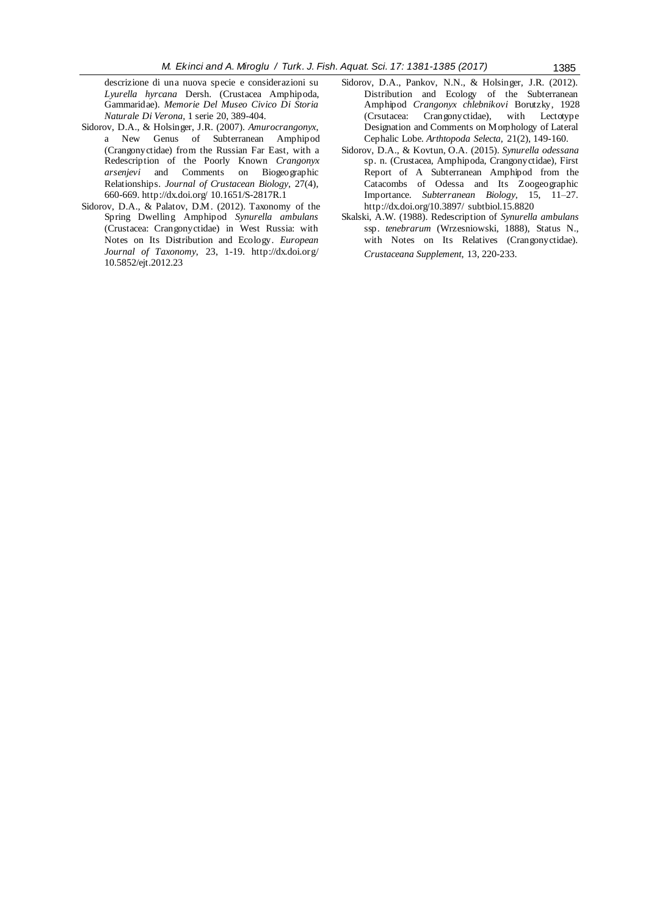descrizione di una nuova specie e considerazioni su *Lyurella hyrcana* Dersh. (Crustacea Amphipoda, Gammaridae). *Memorie Del Museo Civico Di Storia Naturale Di Verona*, 1 serie 20, 389-404.

Sidorov, D.A., & Holsinger, J.R. (2007). *Amurocrangonyx*, a New Genus of Subterranean Amphipod (Crangonyctidae) from the Russian Far East, with a Redescription of the Poorly Known *Crangonyx arsenjevi* and Comments on Biogeographic Relationships. *Journal of Crustacean Biology*, 27(4), 660-669. http://dx.doi.org/ 10.1651/S-2817R.1

Sidorov, D.A., & Palatov, D.M. (2012). Taxonomy of the Spring Dwelling Amphipod *Synurella ambulans* (Crustacea: Crangonyctidae) in West Russia: with Notes on Its Distribution and Ecology. *European Journal of Taxonomy*, 23, 1-19. http://dx.doi.org/ 10.5852/ejt.2012.23

Sidorov, D.A., Pankov, N.N., & Holsinger, J.R. (2012). Distribution and Ecology of the Subterranean Amphipod *Crangonyx chlebnikovi* Borutzky, 1928 (Crsutacea: Crangonyctidae), with Lectotype Designation and Comments on Morphology of Lateral Cephalic Lobe. *Arthtopoda Selecta*, 21(2), 149-160.

Sidorov, D.A., & Kovtun, O.A. (2015). *Synurella odessana* sp. n. (Crustacea, Amphipoda, Crangonyctidae), First Report of A Subterranean Amphipod from the Catacombs of Odessa and Its Zoogeographic Importance. *Subterranean Biology*, 15, 11–27. http://dx.doi.org/10.3897/ subtbiol.15.8820

Skalski, A.W. (1988). Redescription of *Synurella ambulans* ssp. *tenebrarum* (Wrzesniowski, 1888), Status N., with Notes on Its Relatives (Crangonyctidae). *Crustaceana Supplement*, 13, 220-233.